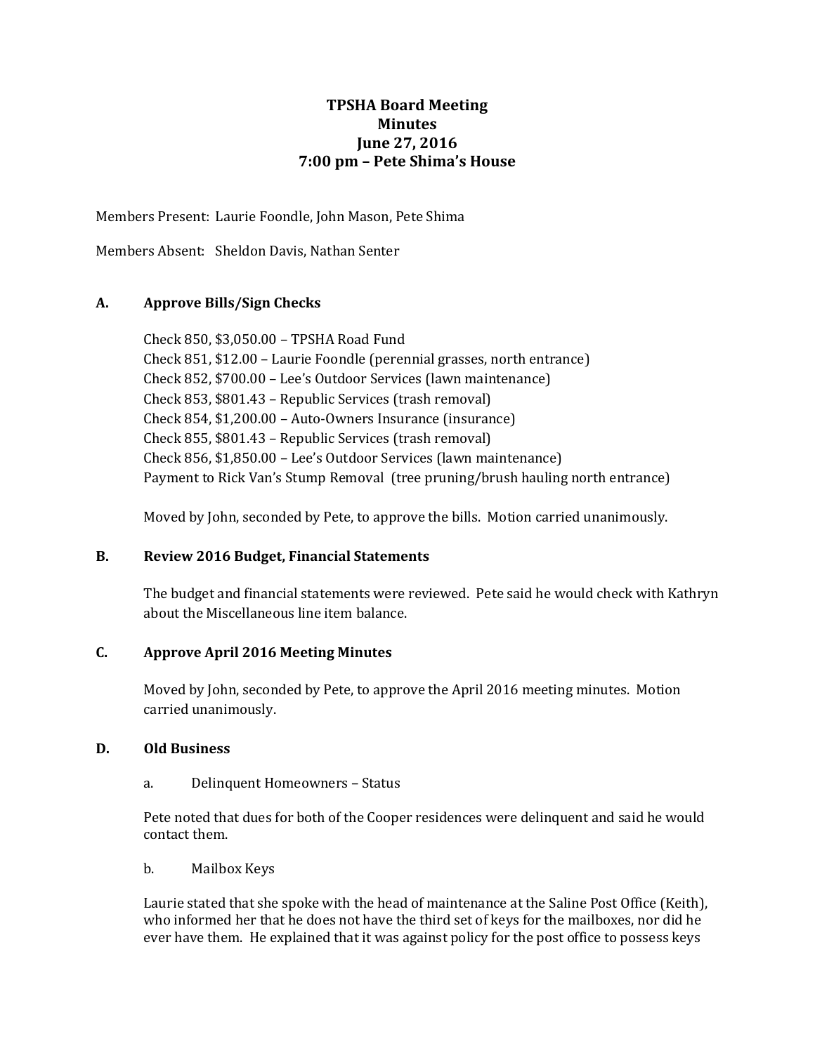# TPSHA Board Meeting
## Minutes
## June 27, 2016
## 7:00 pm – Pete Shima's House

Members Present: Laurie Foondle, John Mason, Pete Shima

Members Absent: Sheldon Davis, Nathan Senter

### A. Approve Bills/Sign Checks

Check 850, $3,050.00 – TPSHA Road Fund
Check 851, $12.00 – Laurie Foondle (perennial grasses, north entrance)
Check 852, $700.00 – Lee's Outdoor Services (lawn maintenance)
Check 853, $801.43 – Republic Services (trash removal)
Check 854, $1,200.00 – Auto-Owners Insurance (insurance)
Check 855, $801.43 – Republic Services (trash removal)
Check 856, $1,850.00 – Lee's Outdoor Services (lawn maintenance)
Payment to Rick Van's Stump Removal (tree pruning/brush hauling north entrance)

Moved by John, seconded by Pete, to approve the bills. Motion carried unanimously.

### B. Review 2016 Budget, Financial Statements

The budget and financial statements were reviewed. Pete said he would check with Kathryn about the Miscellaneous line item balance.

### C. Approve April 2016 Meeting Minutes

Moved by John, seconded by Pete, to approve the April 2016 meeting minutes. Motion carried unanimously.

### D. Old Business

a. Delinquent Homeowners – Status

Pete noted that dues for both of the Cooper residences were delinquent and said he would contact them.

b. Mailbox Keys

Laurie stated that she spoke with the head of maintenance at the Saline Post Office (Keith), who informed her that he does not have the third set of keys for the mailboxes, nor did he ever have them. He explained that it was against policy for the post office to possess keys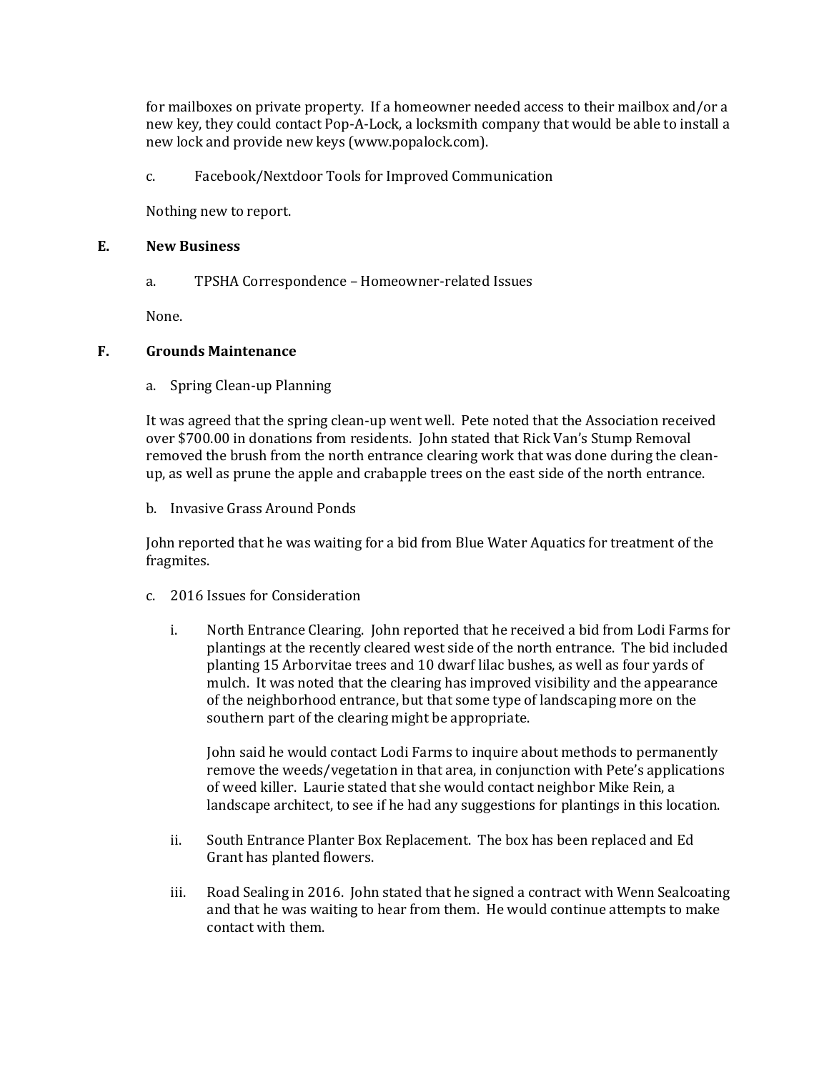for mailboxes on private property. If a homeowner needed access to their mailbox and/or a new key, they could contact Pop-A-Lock, a locksmith company that would be able to install a new lock and provide new keys (www.popalock.com).

c. Facebook/Nextdoor Tools for Improved Communication

Nothing new to report.

## E. New Business

a. TPSHA Correspondence – Homeowner-related Issues

None.

## F. Grounds Maintenance

a. Spring Clean-up Planning

It was agreed that the spring clean-up went well. Pete noted that the Association received over $700.00 in donations from residents. John stated that Rick Van's Stump Removal removed the brush from the north entrance clearing work that was done during the clean-up, as well as prune the apple and crabapple trees on the east side of the north entrance.

b. Invasive Grass Around Ponds

John reported that he was waiting for a bid from Blue Water Aquatics for treatment of the fragmites.

c. 2016 Issues for Consideration

i. North Entrance Clearing. John reported that he received a bid from Lodi Farms for plantings at the recently cleared west side of the north entrance. The bid included planting 15 Arborvitae trees and 10 dwarf lilac bushes, as well as four yards of mulch. It was noted that the clearing has improved visibility and the appearance of the neighborhood entrance, but that some type of landscaping more on the southern part of the clearing might be appropriate.

   John said he would contact Lodi Farms to inquire about methods to permanently remove the weeds/vegetation in that area, in conjunction with Pete's applications of weed killer. Laurie stated that she would contact neighbor Mike Rein, a landscape architect, to see if he had any suggestions for plantings in this location.

ii. South Entrance Planter Box Replacement. The box has been replaced and Ed Grant has planted flowers.

iii. Road Sealing in 2016. John stated that he signed a contract with Wenn Sealcoating and that he was waiting to hear from them. He would continue attempts to make contact with them.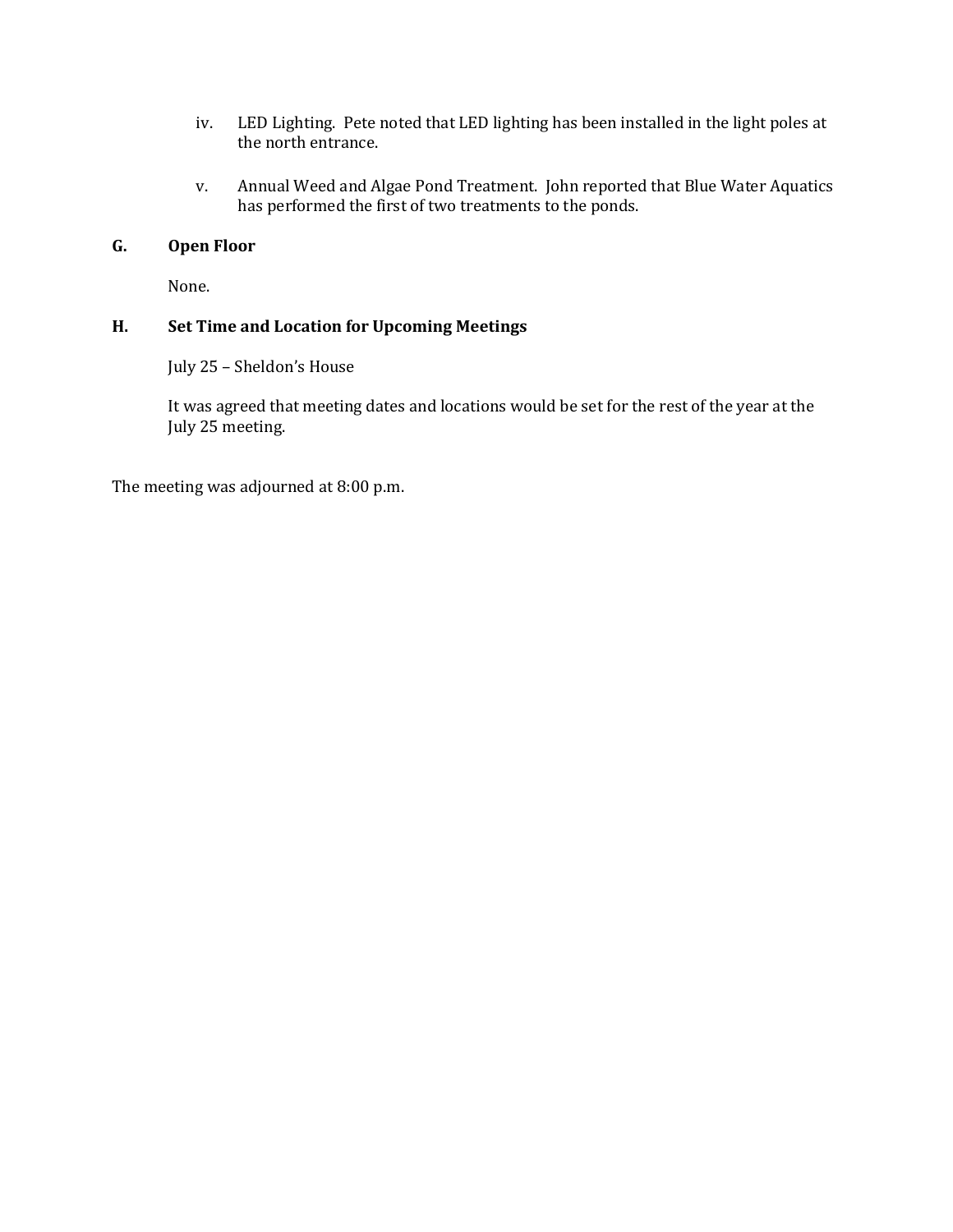iv. LED Lighting. Pete noted that LED lighting has been installed in the light poles at the north entrance.

v. Annual Weed and Algae Pond Treatment. John reported that Blue Water Aquatics has performed the first of two treatments to the ponds.

**G. Open Floor**

None.

**H. Set Time and Location for Upcoming Meetings**

July 25 – Sheldon's House

It was agreed that meeting dates and locations would be set for the rest of the year at the July 25 meeting.

The meeting was adjourned at 8:00 p.m.